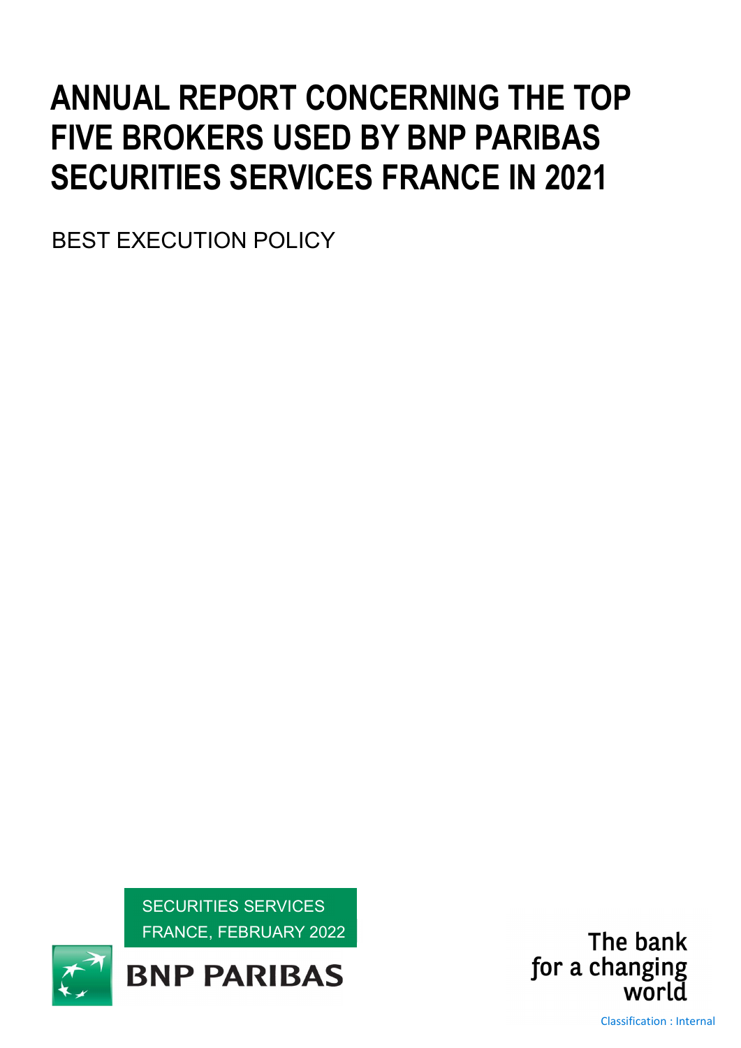# ANNUAL REPORT CONCERNING THE TOP FIVE BROKERS USED BY BNP PARIBAS SECURITIES SERVICES FRANCE IN 2021

BEST EXECUTION POLICY

SECURITIES SERVICES
FRANCE, FEBRUARY 2022

BNP PARIBAS

The bank for a changing world

Classification : Internal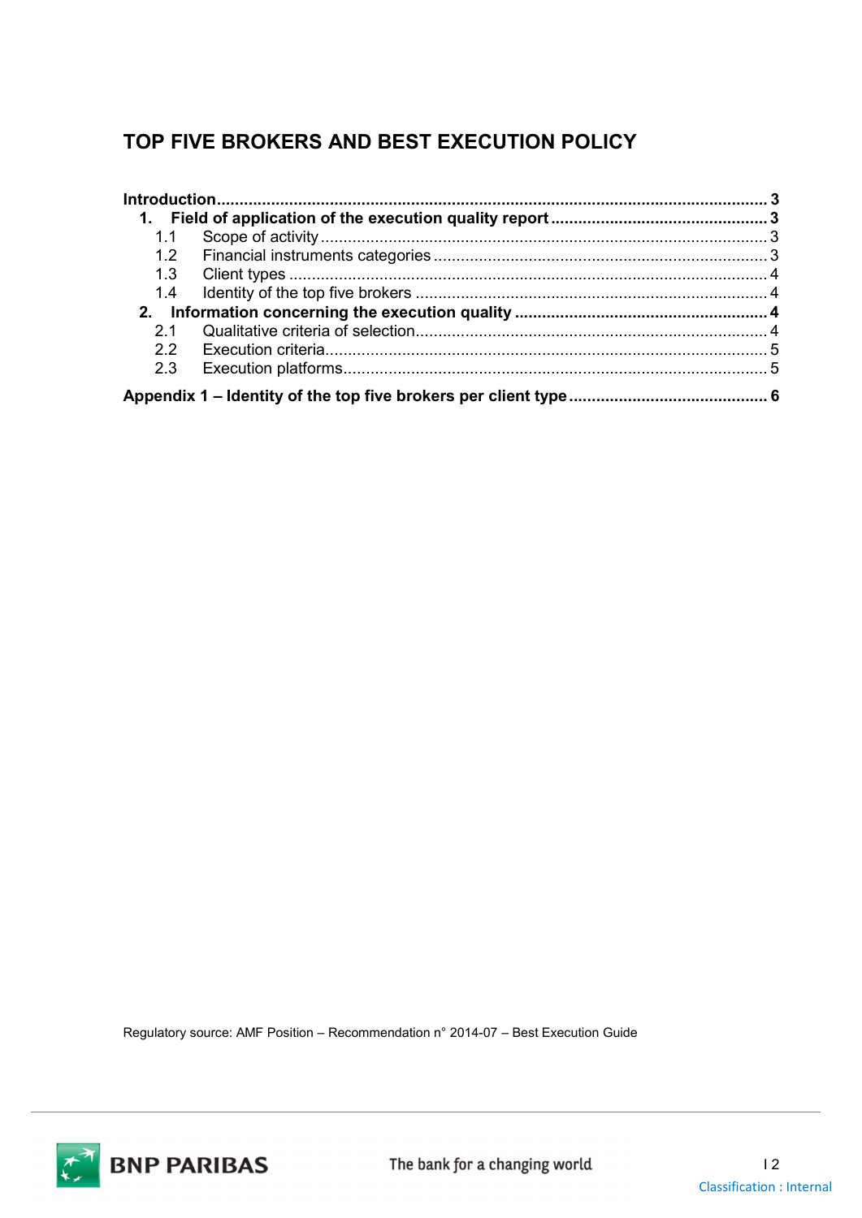# TOP FIVE BROKERS AND BEST EXECUTION POLICY

**Introduction** .......... **3**

1. **Field of application of the execution quality report** .......... **3**
   - 1.1 Scope of activity .......... 3
   - 1.2 Financial instruments categories .......... 3
   - 1.3 Client types .......... 4
   - 1.4 Identity of the top five brokers .......... 4
2. **Information concerning the execution quality** .......... **4**
   - 2.1 Qualitative criteria of selection .......... 4
   - 2.2 Execution criteria .......... 5
   - 2.3 Execution platforms .......... 5

**Appendix 1 – Identity of the top five brokers per client type** .......... **6**

Regulatory source: AMF Position – Recommendation n° 2014-07 – Best Execution Guide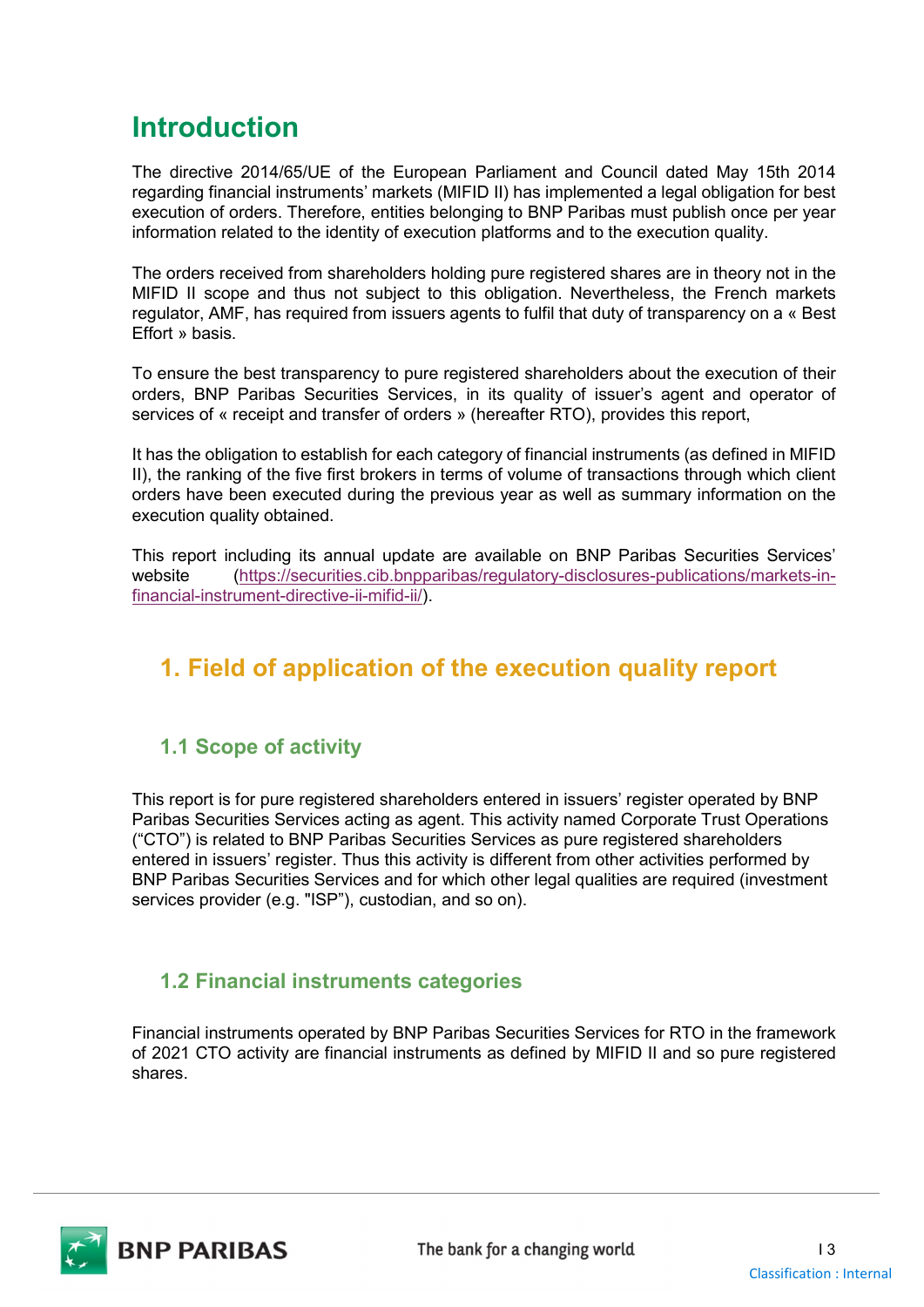# Introduction

The directive 2014/65/UE of the European Parliament and Council dated May 15th 2014 regarding financial instruments' markets (MIFID II) has implemented a legal obligation for best execution of orders. Therefore, entities belonging to BNP Paribas must publish once per year information related to the identity of execution platforms and to the execution quality.

The orders received from shareholders holding pure registered shares are in theory not in the MIFID II scope and thus not subject to this obligation. Nevertheless, the French markets regulator, AMF, has required from issuers agents to fulfil that duty of transparency on a « Best Effort » basis.

To ensure the best transparency to pure registered shareholders about the execution of their orders, BNP Paribas Securities Services, in its quality of issuer's agent and operator of services of « receipt and transfer of orders » (hereafter RTO), provides this report,

It has the obligation to establish for each category of financial instruments (as defined in MIFID II), the ranking of the five first brokers in terms of volume of transactions through which client orders have been executed during the previous year as well as summary information on the execution quality obtained.

This report including its annual update are available on BNP Paribas Securities Services' website (https://securities.cib.bnpparibas/regulatory-disclosures-publications/markets-in-financial-instrument-directive-ii-mifid-ii/).

## 1. Field of application of the execution quality report

### 1.1 Scope of activity

This report is for pure registered shareholders entered in issuers' register operated by BNP Paribas Securities Services acting as agent. This activity named Corporate Trust Operations ("CTO") is related to BNP Paribas Securities Services as pure registered shareholders entered in issuers' register. Thus this activity is different from other activities performed by BNP Paribas Securities Services and for which other legal qualities are required (investment services provider (e.g. "ISP"), custodian, and so on).

### 1.2 Financial instruments categories

Financial instruments operated by BNP Paribas Securities Services for RTO in the framework of 2021 CTO activity are financial instruments as defined by MIFID II and so pure registered shares.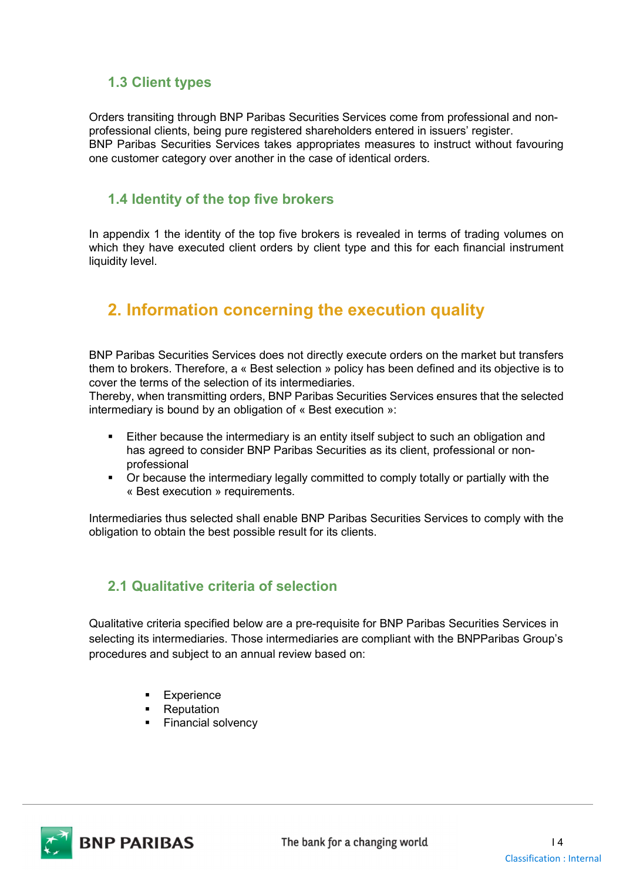### 1.3 Client types

Orders transiting through BNP Paribas Securities Services come from professional and non-professional clients, being pure registered shareholders entered in issuers' register.
BNP Paribas Securities Services takes appropriates measures to instruct without favouring one customer category over another in the case of identical orders.

### 1.4 Identity of the top five brokers

In appendix 1 the identity of the top five brokers is revealed in terms of trading volumes on which they have executed client orders by client type and this for each financial instrument liquidity level.

## 2. Information concerning the execution quality

BNP Paribas Securities Services does not directly execute orders on the market but transfers them to brokers. Therefore, a « Best selection » policy has been defined and its objective is to cover the terms of the selection of its intermediaries.
Thereby, when transmitting orders, BNP Paribas Securities Services ensures that the selected intermediary is bound by an obligation of « Best execution »:

- Either because the intermediary is an entity itself subject to such an obligation and has agreed to consider BNP Paribas Securities as its client, professional or non-professional
- Or because the intermediary legally committed to comply totally or partially with the « Best execution » requirements.

Intermediaries thus selected shall enable BNP Paribas Securities Services to comply with the obligation to obtain the best possible result for its clients.

### 2.1 Qualitative criteria of selection

Qualitative criteria specified below are a pre-requisite for BNP Paribas Securities Services in selecting its intermediaries. Those intermediaries are compliant with the BNPParibas Group's procedures and subject to an annual review based on:

- Experience
- Reputation
- Financial solvency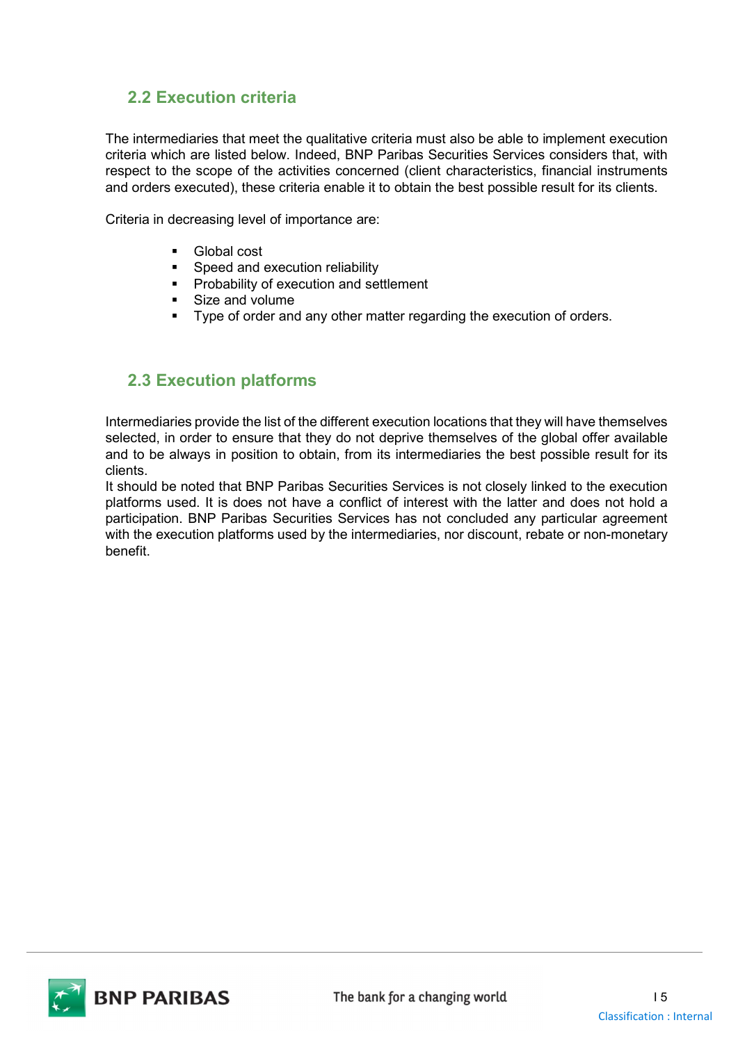## 2.2 Execution criteria

The intermediaries that meet the qualitative criteria must also be able to implement execution criteria which are listed below. Indeed, BNP Paribas Securities Services considers that, with respect to the scope of the activities concerned (client characteristics, financial instruments and orders executed), these criteria enable it to obtain the best possible result for its clients.

Criteria in decreasing level of importance are:

- Global cost
- Speed and execution reliability
- Probability of execution and settlement
- Size and volume
- Type of order and any other matter regarding the execution of orders.

## 2.3 Execution platforms

Intermediaries provide the list of the different execution locations that they will have themselves selected, in order to ensure that they do not deprive themselves of the global offer available and to be always in position to obtain, from its intermediaries the best possible result for its clients.
It should be noted that BNP Paribas Securities Services is not closely linked to the execution platforms used. It is does not have a conflict of interest with the latter and does not hold a participation. BNP Paribas Securities Services has not concluded any particular agreement with the execution platforms used by the intermediaries, nor discount, rebate or non-monetary benefit.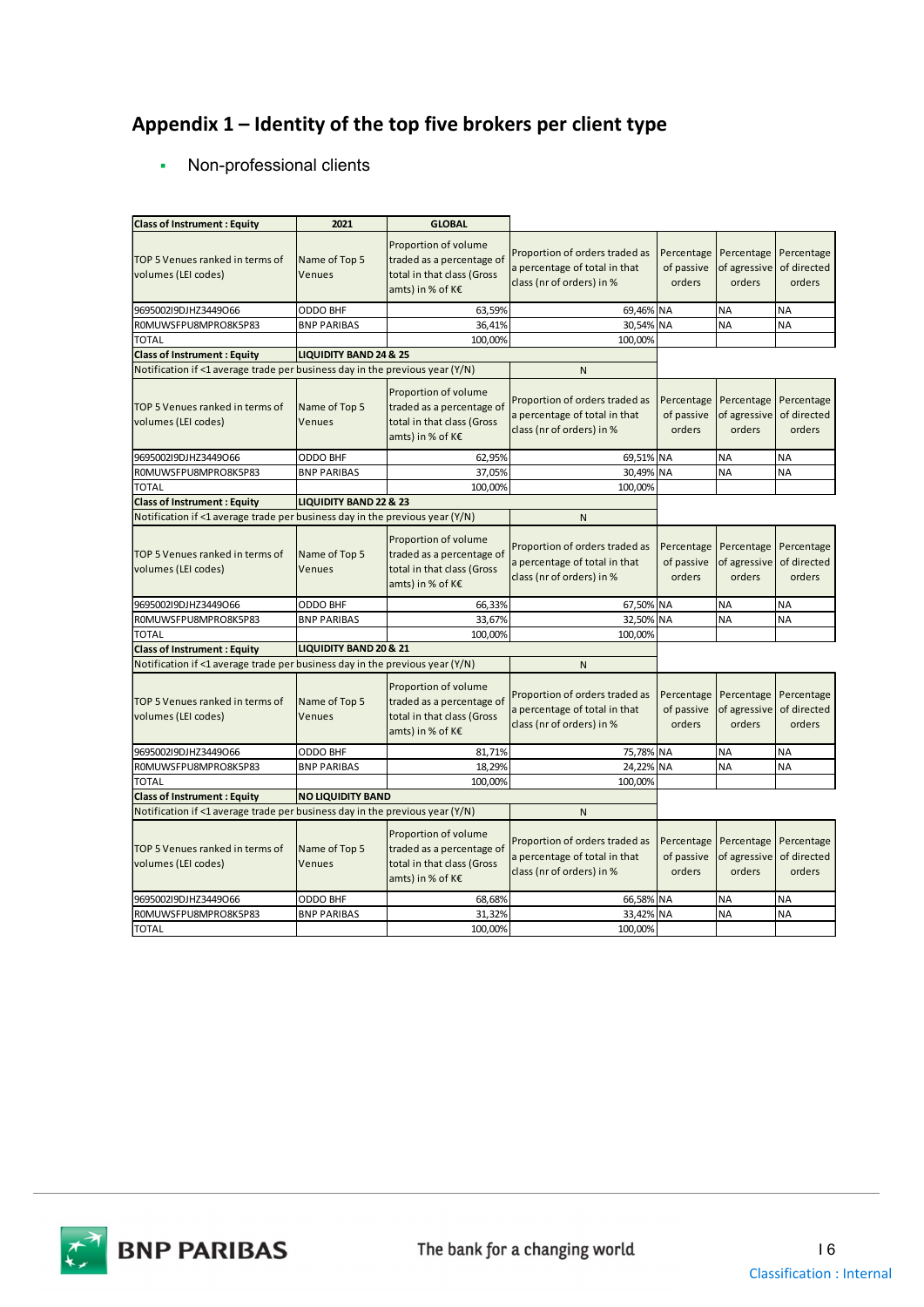# Appendix 1 – Identity of the top five brokers per client type

- Non-professional clients

| Class of Instrument : Equity | 2021 | GLOBAL | | | | |
|---|---|---|---|---|---|---|
| TOP 5 Venues ranked in terms of volumes (LEI codes) | Name of Top 5 Venues | Proportion of volume traded as a percentage of total in that class (Gross amts) in % of K€ | Proportion of orders traded as a percentage of total in that class (nr of orders) in % | Percentage of passive orders | Percentage of agressive orders | Percentage of directed orders |
| 9695002I9DJHZ3449O66 | ODDO BHF | 63,59% | 69,46% | NA | NA | NA |
| R0MUWSFPU8MPRO8K5P83 | BNP PARIBAS | 36,41% | 30,54% | NA | NA | NA |
| TOTAL | | 100,00% | 100,00% | | | |
| **Class of Instrument : Equity** | **LIQUIDITY BAND 24 & 25** | | | | | |
| Notification if <1 average trade per business day in the previous year (Y/N) | | | N | | | |
| TOP 5 Venues ranked in terms of volumes (LEI codes) | Name of Top 5 Venues | Proportion of volume traded as a percentage of total in that class (Gross amts) in % of K€ | Proportion of orders traded as a percentage of total in that class (nr of orders) in % | Percentage of passive orders | Percentage of agressive orders | Percentage of directed orders |
| 9695002I9DJHZ3449O66 | ODDO BHF | 62,95% | 69,51% | NA | NA | NA |
| R0MUWSFPU8MPRO8K5P83 | BNP PARIBAS | 37,05% | 30,49% | NA | NA | NA |
| TOTAL | | 100,00% | 100,00% | | | |
| **Class of Instrument : Equity** | **LIQUIDITY BAND 22 & 23** | | | | | |
| Notification if <1 average trade per business day in the previous year (Y/N) | | | N | | | |
| TOP 5 Venues ranked in terms of volumes (LEI codes) | Name of Top 5 Venues | Proportion of volume traded as a percentage of total in that class (Gross amts) in % of K€ | Proportion of orders traded as a percentage of total in that class (nr of orders) in % | Percentage of passive orders | Percentage of agressive orders | Percentage of directed orders |
| 9695002I9DJHZ3449O66 | ODDO BHF | 66,33% | 67,50% | NA | NA | NA |
| R0MUWSFPU8MPRO8K5P83 | BNP PARIBAS | 33,67% | 32,50% | NA | NA | NA |
| TOTAL | | 100,00% | 100,00% | | | |
| **Class of Instrument : Equity** | **LIQUIDITY BAND 20 & 21** | | | | | |
| Notification if <1 average trade per business day in the previous year (Y/N) | | | N | | | |
| TOP 5 Venues ranked in terms of volumes (LEI codes) | Name of Top 5 Venues | Proportion of volume traded as a percentage of total in that class (Gross amts) in % of K€ | Proportion of orders traded as a percentage of total in that class (nr of orders) in % | Percentage of passive orders | Percentage of agressive orders | Percentage of directed orders |
| 9695002I9DJHZ3449O66 | ODDO BHF | 81,71% | 75,78% | NA | NA | NA |
| R0MUWSFPU8MPRO8K5P83 | BNP PARIBAS | 18,29% | 24,22% | NA | NA | NA |
| TOTAL | | 100,00% | 100,00% | | | |
| **Class of Instrument : Equity** | **NO LIQUIDITY BAND** | | | | | |
| Notification if <1 average trade per business day in the previous year (Y/N) | | | N | | | |
| TOP 5 Venues ranked in terms of volumes (LEI codes) | Name of Top 5 Venues | Proportion of volume traded as a percentage of total in that class (Gross amts) in % of K€ | Proportion of orders traded as a percentage of total in that class (nr of orders) in % | Percentage of passive orders | Percentage of agressive orders | Percentage of directed orders |
| 9695002I9DJHZ3449O66 | ODDO BHF | 68,68% | 66,58% | NA | NA | NA |
| R0MUWSFPU8MPRO8K5P83 | BNP PARIBAS | 31,32% | 33,42% | NA | NA | NA |
| TOTAL | | 100,00% | 100,00% | | | |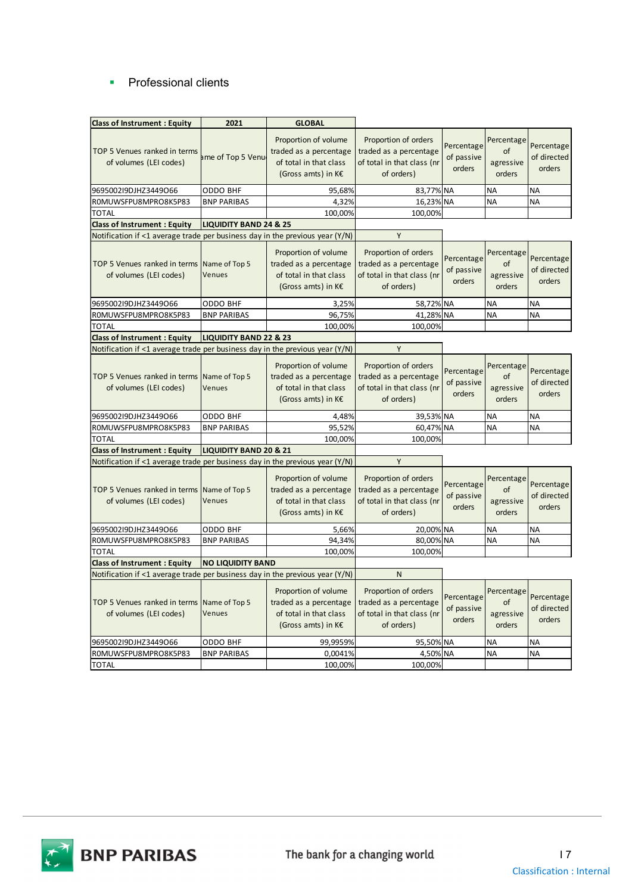- Professional clients

| Class of Instrument : Equity | 2021 | GLOBAL | | | | |
|---|---|---|---|---|---|---|
| TOP 5 Venues ranked in terms of volumes (LEI codes) | ame of Top 5 Venu | Proportion of volume traded as a percentage of total in that class (Gross amts) in K€ | Proportion of orders traded as a percentage of total in that class (nr of orders) | Percentage of passive orders | Percentage of agressive orders | Percentage of directed orders |
| 9695002I9DJHZ3449O66 | ODDO BHF | 95,68% | 83,77% | NA | NA | NA |
| R0MUWSFPU8MPRO8K5P83 | BNP PARIBAS | 4,32% | 16,23% | NA | NA | NA |
| TOTAL | | 100,00% | 100,00% | | | |
| **Class of Instrument : Equity** | **LIQUIDITY BAND 24 & 25** | | | | | |
| Notification if <1 average trade per business day in the previous year (Y/N) | | | Y | | | |
| TOP 5 Venues ranked in terms of volumes (LEI codes) | Name of Top 5 Venues | Proportion of volume traded as a percentage of total in that class (Gross amts) in K€ | Proportion of orders traded as a percentage of total in that class (nr of orders) | Percentage of passive orders | Percentage of agressive orders | Percentage of directed orders |
| 9695002I9DJHZ3449O66 | ODDO BHF | 3,25% | 58,72% | NA | NA | NA |
| R0MUWSFPU8MPRO8K5P83 | BNP PARIBAS | 96,75% | 41,28% | NA | NA | NA |
| TOTAL | | 100,00% | 100,00% | | | |
| **Class of Instrument : Equity** | **LIQUIDITY BAND 22 & 23** | | | | | |
| Notification if <1 average trade per business day in the previous year (Y/N) | | | Y | | | |
| TOP 5 Venues ranked in terms of volumes (LEI codes) | Name of Top 5 Venues | Proportion of volume traded as a percentage of total in that class (Gross amts) in K€ | Proportion of orders traded as a percentage of total in that class (nr of orders) | Percentage of passive orders | Percentage of agressive orders | Percentage of directed orders |
| 9695002I9DJHZ3449O66 | ODDO BHF | 4,48% | 39,53% | NA | NA | NA |
| R0MUWSFPU8MPRO8K5P83 | BNP PARIBAS | 95,52% | 60,47% | NA | NA | NA |
| TOTAL | | 100,00% | 100,00% | | | |
| **Class of Instrument : Equity** | **LIQUIDITY BAND 20 & 21** | | | | | |
| Notification if <1 average trade per business day in the previous year (Y/N) | | | Y | | | |
| TOP 5 Venues ranked in terms of volumes (LEI codes) | Name of Top 5 Venues | Proportion of volume traded as a percentage of total in that class (Gross amts) in K€ | Proportion of orders traded as a percentage of total in that class (nr of orders) | Percentage of passive orders | Percentage of agressive orders | Percentage of directed orders |
| 9695002I9DJHZ3449O66 | ODDO BHF | 5,66% | 20,00% | NA | NA | NA |
| R0MUWSFPU8MPRO8K5P83 | BNP PARIBAS | 94,34% | 80,00% | NA | NA | NA |
| TOTAL | | 100,00% | 100,00% | | | |
| **Class of Instrument : Equity** | **NO LIQUIDITY BAND** | | | | | |
| Notification if <1 average trade per business day in the previous year (Y/N) | | | N | | | |
| TOP 5 Venues ranked in terms of volumes (LEI codes) | Name of Top 5 Venues | Proportion of volume traded as a percentage of total in that class (Gross amts) in K€ | Proportion of orders traded as a percentage of total in that class (nr of orders) | Percentage of passive orders | Percentage of agressive orders | Percentage of directed orders |
| 9695002I9DJHZ3449O66 | ODDO BHF | 99,9959% | 95,50% | NA | NA | NA |
| R0MUWSFPU8MPRO8K5P83 | BNP PARIBAS | 0,0041% | 4,50% | NA | NA | NA |
| TOTAL | | 100,00% | 100,00% | | | |